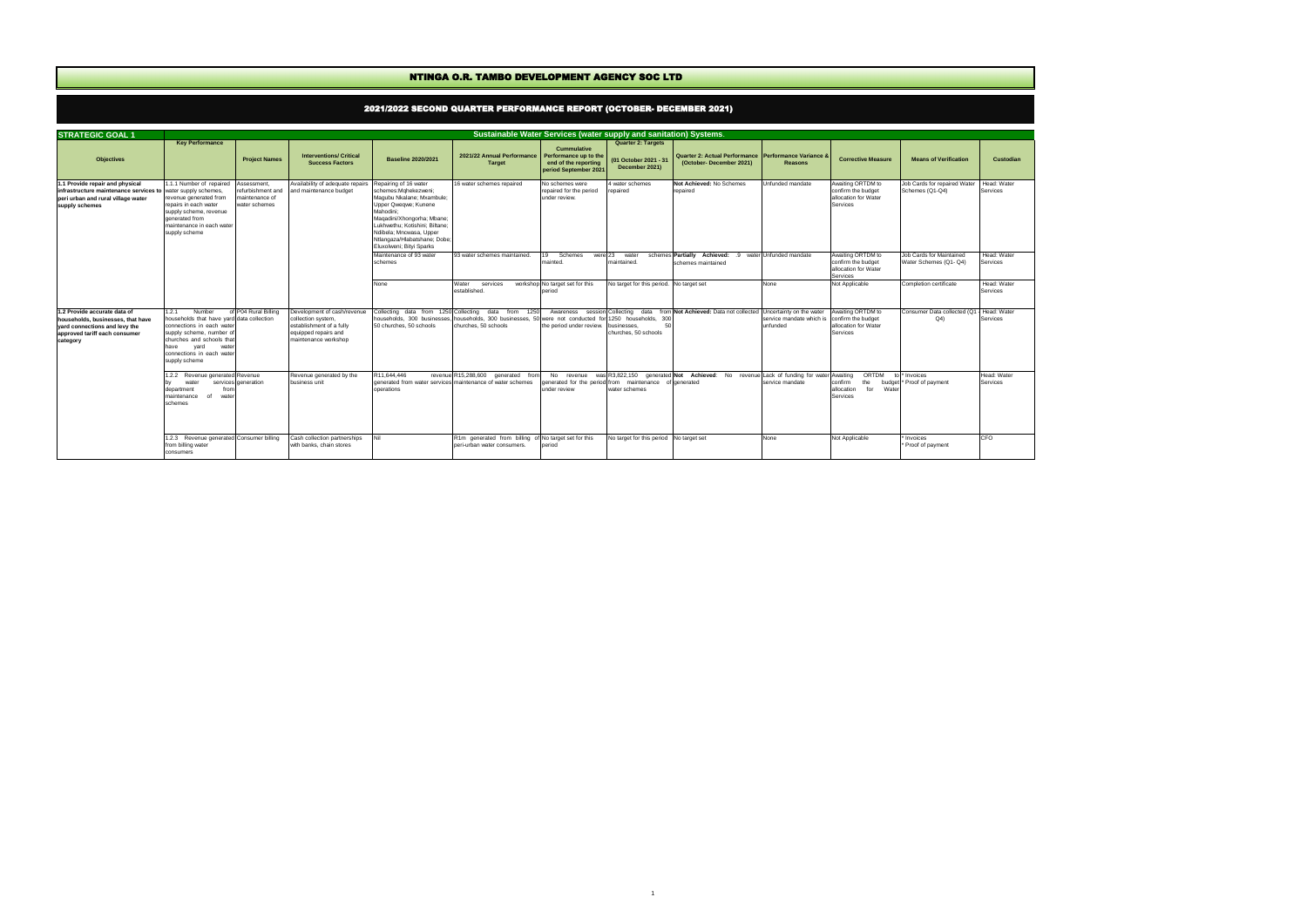# NTINGA O.R. TAMBO DEVELOPMENT AGENCY SOC LTD

## 2021/2022 SECOND QUARTER PERFORMANCE REPORT (OCTOBER- DECEMBER 2021)

| STRATEGIC GOAL 1 | Sustainable Water Services (water supply and sanitation) Systems. | | | | | | | | | | | |
|---|---|---|---|---|---|---|---|---|---|---|---|---|
| **Objectives** | **Key Performance** | **Project Names** | **Interventions/ Critical Success Factors** | **Baseline 2020/2021** | **2021/22 Annual Performance Target** | **Cummulative Performance up to the end of the reporting period September 2021** | **Quarter 2: Targets (01 October 2021 - 31 December 2021)** | **Quarter 2: Actual Performance (October- December 2021)** | **Performance Variance & Reasons** | **Corrective Measure** | **Means of Verification** | **Custodian** |
| **1.1 Provide repair and physical infrastructure maintenance services to peri urban and rural village water supply schemes** | 1.1.1 Number of repaired water supply schemes, revenue generated from repairs in each water supply scheme, revenue generated from maintenance in each water supply scheme | Assessment, refurbishment and maintenance of water schemes | Availability of adequate repairs and maintenance budget | Repairing of 16 water schemes:Mqhekezweni; Magutu Nkalane; Mxambule; Upper Qweqwe; Kunene Mahodini; Maqadini/Xhongorha; Mbane; Lukhwethu; Kotishini; Biltane; Ndibela; Mncwasa, Upper Ntlangaza/Hlabatshane; Dobe; Eluxolweni; Bityi Sparks | 16 water schemes repaired | No schemes were repaired for the period under review. | 4 water schemes repaired | **Not Achieved:** No Schemes repaired | Unfunded mandate | Awaiting ORTDM to confirm the budget allocation for Water Services | Job Cards for repaired Water Schemes (Q1-Q4) | Head: Water Services |
| | | | | Maintenance of 93 water schemes | 93 water schemes maintained. | 19 Schemes were mainted. | 23 water schemes maintained. | **Partially Achieved:** 9 water schemes maintained | Unfunded mandate | Awaiting ORTDM to confirm the budget allocation for Water Services | Job Cards for Maintained Water Schemes (Q1- Q4) | Head: Water Services |
| | | | | None | Water services workshop established. | No target set for this period | No target for this period. | No target set | None | Not Applicable | Completion certificate | Head: Water Services |
| **1.2 Provide accurate data of households, businesses, that have yard connections and levy the approved tariff each consumer category** | 1.2.1 Number of households that have yard connections in each water supply scheme, number of churches and schools that have yard water connections in each water supply scheme | PO4 Rural Billing data collection | Development of cash/revenue collection system, establishment of a fully equipped repairs and maintenance workshop | Collecting data from 1250 households, 300 businesses, 50 churches, 50 schools | Collecting data from 1250 households, 300 businesses, 50 churches, 50 schools | Awareness session were not conducted for the period under review. | Collecting data from 1250 households, 300 businesses, 50 churches, 50 schools | **Not Achieved:** Data not collected | Uncertainty on the water service mandate which is unfunded | Awaiting ORTDM to confirm the budget allocation for Water Services | Consumer Data collected (Q1 - Q4) | Head: Water Services |
| | 1.2.2 Revenue generated by water services department from maintenance of water schemes | Revenue generation | Revenue generated by the business unit | R11,644,446 revenue generated from water services operations | R15,288,600 generated from maintenance of water schemes | No revenue was generated for the period under review | R3,822,150 generated from maintenance of water schemes | **Not Achieved**: No revenue generated | Lack of funding for water service mandate | Awaiting ORTDM to confirm the budget allocation for Water Services | * Invoices<br>* Proof of payment | Head: Water Services |
| | 1.2.3 Revenue generated from billing water consumers | Consumer billing | Cash collection partnerships with banks, chain stores | Nil | R1m generated from billing of peri-urban water consumers. | No target set for this period | No target for this period | No target set | None | Not Applicable | * Invoices<br>* Proof of payment | CFO |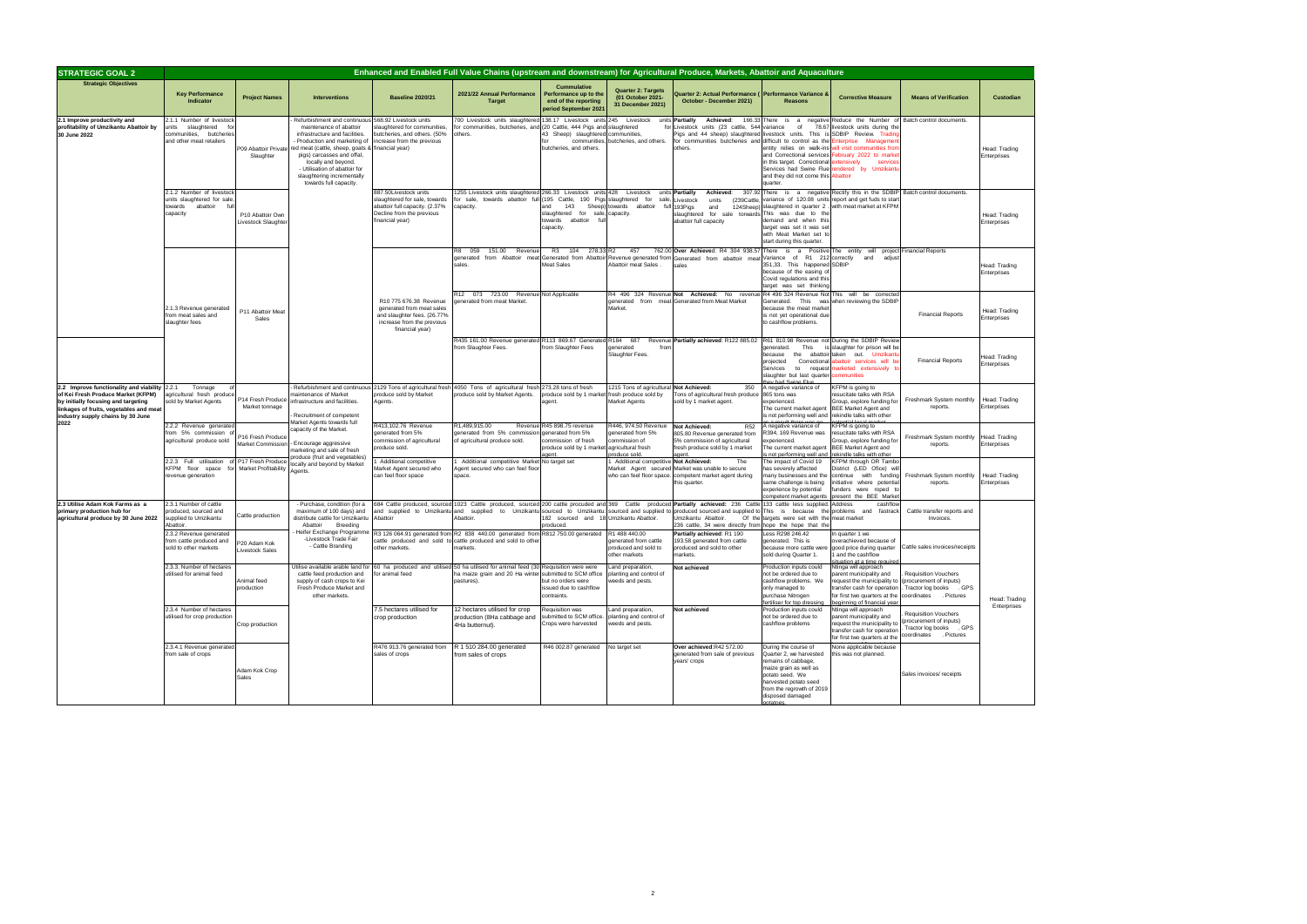| STRATEGIC GOAL 2 | Enhanced and Enabled Full Value Chains (upstream and downstream) for Agricultural Produce, Markets, Abattoir and Aquaculture | | | | | | | | | | | |
|---|---|---|---|---|---|---|---|---|---|---|---|---|
| **Strategic Objectives** | **Key Performance Indicator** | **Project Names** | **Interventions** | **Baseline 2020/21** | **2021/22 Annual Performance Target** | **Cummulative Performance up to the end of the reporting period September 2021** | **Quarter 2: Targets (01 October 2021-31 December 2021)** | **Quarter 2: Actual Performance ( October - December 2021)** | **Performance Variance & Reasons** | **Corrective Measure** | **Means of Verification** | **Custodian** |
| 2.1 Improve productivity and profitability of Umzikantu Abattoir by 30 June 2022 | 2.1.1 Number of livestock units slaughtered for communities, butcheries and other meat retailers | P09 Abattoir Private Slaughter | - Refurbishment and continuous maintenance of abattoir infrastructure and facilities.<br>- Production and marketing of red meat (cattle, sheep, goats & pigs) carcasses and offal, locally and beyond.<br>- Utilisation of abattoir for slaughtering incrementally towards full capacity. | 568.92 Livestock units slaughtered for communities, butcheries, and others. (50% increase from the previous financial year) | 700 Livestock units slaughtered for communities, butcheries, and others. | 138.17 Livestock units (20 Cattle, 444 Pigs and 43 Sheep) slaughtered for communities, butcheries and others. | 245 Livestock units slaughtered for communities, butcheries, and others. | **Partially Achieved**: 166.33 Livestock units (23 cattle, 544 Pigs and 44 sheep) slaughtered for communities butcheries and others. | There is a negative variance of 78.67 livestock units. This is difficult to control as the entity relies on walk-ins and Correctional services in this target. Correctional Services had Swine Flue and they did not come this quarter. | Reduce the Number of livestock units during the SDBIP Review. Trading Enterprise Management will visit communities from February 2022 to market extensively services rendered by Umzikantu Abattoir | Batch control documents. | Head: Trading Enterprises |
| | 2.1.2 Number of livestock units slaughtered for sale, towards abattoir full capacity | P10 Abattoir Own Livestock Slaughter | | 887.50Livestock units slaughtered for sale, towards abattoir full capacity. (2.37% Decline from the previous financial year) | 1255 Livestock units slaughtered for sale, towards abattoir full capacity. | 266.33 Livestock units (195 Cattle, 190 Pigs and 143 Sheep) slaughtered for sale, towards abattoir full capacity. | 428 Livestock units slaughtered for sale, towards abattoir full capacity. | **Partially Achieved**: 307.92 Livestock units (230Cattle, 193Pigs and 124Sheep) slaughtered for sale towards abattoir full capacity | There is a negative variance of 120.08 units slaughtered in quarter 2 This was due to the demand and when this target was set it was set with Meat Market set to start during this quarter. | Rectify this in the SDBIP report and get funds to start with meat market at KFPM | Batch control documents. | Head: Trading Enterprises |
| | | | | | R8 059 151.00 Revenue generated from Abattoir meat sales. | R3 104 278.33 Generated from Abattoir Meat Sales | R2 457 762.00 Revenue generated from Abattoir meat Sales . | **Over Achieved**: R4 304 938.57 Generated from abattoir meat sales | There is a Positive Variance of R1 212 351,33. This happened because of the easing of Covid regulations and this target was set thinking | The entity will project correctly and adjust SDBIP | Financial Reports | Head: Trading Enterprises |
| | 2.1.3 Revenue generated from meat sales and slaughter fees | P11 Abattoir Meat Sales | | R10 775 676.38 Revenue generated from meat sales and slaughter fees. (26.77% increase from the previous financial year) | R12 073 723.00 Revenue generated from meat Market. | Not Applicable | R4 496 324 Revenue generated from meat Market. | **Not Achieved**: No revenue Generated from Meat Market | R4 496 324 Revenue Not Generated. This was because the meat market is not yet operational due to cashflow problems. | This will be corrected when reviewing the SDBIP | Financial Reports | Head: Trading Enterprises |
| | | | | | R435 161.00 Revenue generated from Slaughter Fees. | R113 869.67 Generated from Slaughter Fees | R184 687 Revenue generated from Slaughter Fees. | **Partially achieved**: R122 885.02 | R61 810.98 Revenue not generated. This is because the abattoir projected Correctional Services to request slaughter but last quarter they had Swine Flue | During the SDBIP Review slaughter for prison will be taken out. Umzikantu abattoir services will be marketed extensively to communities | Financial Reports | Head: Trading Enterprises |
| 2.2 Improve functionality and viability of Kei Fresh Produce Market (KFPM) by initially focusing and targeting linkages of fruits, vegetables and meat industry supply chains by 30 June 2022 | 2.2.1 Tonnage of agricultural fresh produce sold by Market Agents | P14 Fresh Produce Market tonnage | - Refurbishment and continuous maintenance of Market infrastructure and facilities.<br>- Recruitment of competent Market Agents towards full capacity of the Market.<br>- Encourage aggressive marketing and sale of fresh produce (fruit and vegetables) locally and beyond by Market Agents. | 2129 Tons of agricultural fresh produce sold by Market Agents. | 4050 Tons of agricultural fresh produce sold by Market Agents. | 273.28 tons of fresh produce sold by 1 market agent. | 1215 Tons of agricultural fresh produce sold by Market Agents | **Not Achieved**: 350 Tons of agricultural fresh produce sold by 1 market agent. | A negative variance of 865 tons was experienced. The current market agent is not performing well and | KFPM is going to resuscitate talks with RSA Group, explore funding for BEE Market Agent and rekindle talks with other | Freshmark System monthly reports. | Head: Trading Enterprises |
| | 2.2.2 Revenue generated from 5% commission of agricultural produce sold | P16 Fresh Produce Market Commission | | R413,102.76 Revenue generated from 5% commission of agricultural produce sold. | R1,489,915.00 Revenue generated from 5% commission of agricultural produce sold. | R45 898.75 revenue generated from 5% commission of fresh produce sold by 1 market agent. | R446, 974.50 Revenue generated from 5% commission of agricultural fresh produce sold. | **Not Achieved**: R52 805.80 Revenue generated from 5% commission of agricultural fresh produce sold by 1 market agent. | A negative variance of R394, 169 Revenue was experienced. The current market agent is not performing well and | KFPM is going to resuscitate talks with RSA Group, explore funding for BEE Market Agent and rekindle talks with other | Freshmark System monthly reports. | Head: Trading Enterprises |
| | 2.2.3 Full utilisation of KFPM floor space for revenue generation | P17 Fresh Produce Market Profitability | | 1 Additional competitive Market Agent secured who can feel floor space | 1 Additional competitive Market Agent secured who can feel floor space. | No target set | 1 Additional competitive Market Agent secured who can feel floor space. | **Not Achieved**: The Market was unable to secure competent market agent during this quarter. | The impact of Covid 19 has severely affected many businesses and the same challenge is being experience by potential competent market agents | KFPM through OR Tambo District (LED Office) will continue with funding initiative where potential funders were roped to present the BEE Market | Freshmark System monthly reports. | Head: Trading Enterprises |
| 2.3 Utilise Adam Kok Farms as a primary production hub for agricultural produce by 30 June 2022 | 2.3.1 Number of cattle produced, sourced and supplied to Umzikantu Abattoir. | Cattle production | - Purchase, condition (for a maximum of 100 days) and distribute cattle for Umzikantu Abattoir Breeding<br>- Heifer Exchange Programme<br>-Livestock Trade Fair<br>- Cattle Branding | 684 Cattle produced, sourced and supplied to Umzikantu Abattoir | 1023 Cattle produced, sourced and supplied to Umzikantu Abattoir. | 200 cattle procuded and sourced to Umzikantu. 182 sourced and 18 produced. | 369 Cattle produced sourced and supplied to Umzikantu Abattoir. | **Partially achieved:** 236 Cattle produced sourced and supplied to Umzikantu Abattoir. Of the 236 cattle, 34 were directly from | 133 cattle less supplied. This is because the targets were set with the hope the hope that the | Address cashflow problems and fastrack the meat market | Cattle transfer reports and Invoices. | Head: Trading Enterprises |
| | 2.3.2 Revenue generated from cattle produced and sold to other markets | P20 Adam Kok Livestock Sales | | R3 126 064.91 generated from cattle produced and sold to other markets. | R2 838 440.00 generated from cattle produced and sold to other markets. | R812 750.00 generated | R1 488 440.00 generated from cattle produced and sold to other markets | **Partially achieved:** R1 190 193.58 generated from cattle produced and sold to other markets. | Less R298 246.42 generated. This is because more cattle were sold during Quarter 1. | In quarter 1 we overachieved because of good price during quarter 1 and the cashflow situation at a time required | Cattle sales invoices/receipts | |
| | 2.3.3. Number of hectares utilised for animal feed | Animal feed production | Utilise available arable land for cattle feed production and supply of cash crops to Kei Fresh Produce Market and other markets. | 60 ha produced and utilised for animal feed | 50 ha utilised for animal feed (30 ha maize grain and 20 Ha winter pastures). | Requisition were were submitted to SCM office but no orders were issued due to cashflow contraints. | Land preparation, planting and control of weeds and pests. | **Not achieved** | Production inputs could not be ordered due to cashflow problems. We only managed to purchase Nitrogen fertiliser for top dressing | Ntinga will approach parent municipality and request the municipality to transfer cash for operation for first two quarters at the beginning of financial year | Requisition Vouchers (procurement of inputs) Tractor log books . GPS coordinates . Pictures | |
| | 2.3.4 Number of hectares utilised for crop production | Crop production | | 7.5 hectares utilised for crop production | 12 hectares utilised for crop production (8Ha cabbage and 4Ha butternut). | Requisition was submitted to SCM office. Crops were harvested | Land preparation, planting and control of weeds and pests. | **Not achieved** | Production inputs could not be ordered due to cashflow problems | Ntinga will approach parent municipality and request the municipality to transfer cash for operation for first two quarters at the | Requisition Vouchers (procurement of inputs) Tractor log books . GPS coordinates . Pictures | |
| | 2.3.4.1 Revenue generated from sale of crops | Adam Kok Crop Sales | | R476 913.76 generated from sales of crops | R 1 510 284.00 generated from sales of crops | R46 002.87 generated | No target set | **Over achieved**:R42 572.00 generated from sale of previous years' crops | During the course of Quarter 2, we harvested remains of cabbage, maize grain as well as potato seed. We harvested potato seed from the regrowth of 2019 disposed damaged potatoes. | None applicable because this was not planned. | Sales invoices/ receipts | |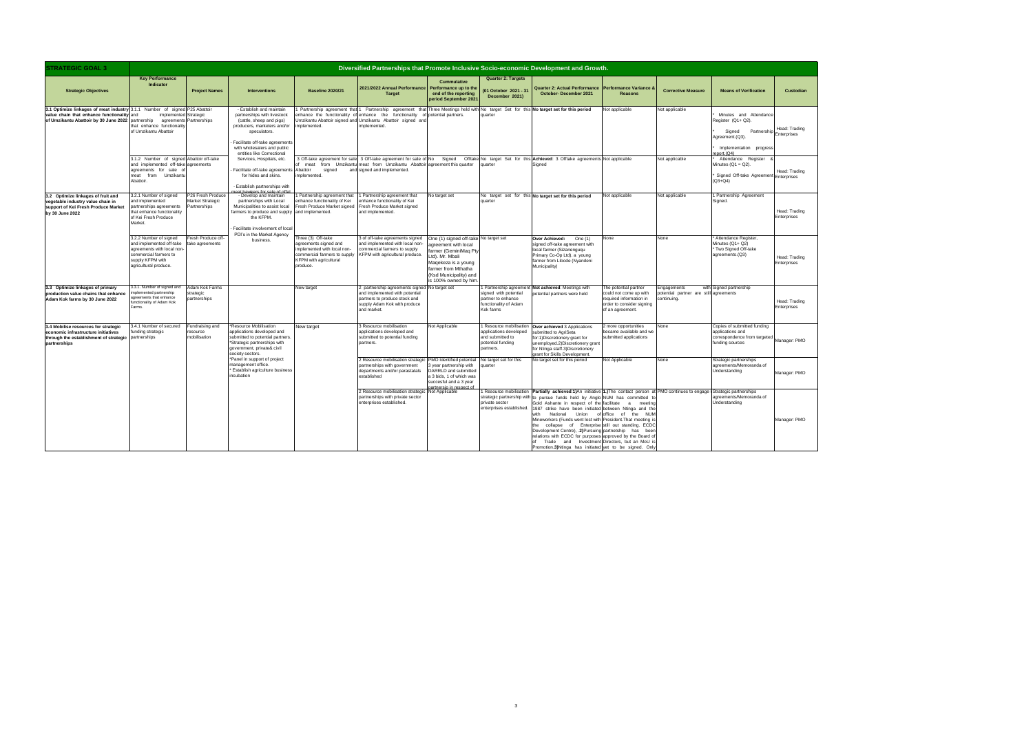| STRATEGIC GOAL 3 | Diversified Partnerships that Promote Inclusive Socio-economic Development and Growth. | | | | | | | | | | | |
|---|---|---|---|---|---|---|---|---|---|---|---|---|
| **Strategic Objectives** | **Key Performance Indicator** | **Project Names** | **Interventions** | **Baseline 2020/21** | **2021/2022 Annual Performance Target** | **Cummulative Performance up to the end of the reporting period September 2021** | **Quarter 2: Targets (01 October 2021 - 31 December 2021)** | **Quarter 2: Actual Performance October- December 2021** | **Performance Variance & Reasons** | **Corrective Measure** | **Means of Verification** | **Custodian** |
| **3.1 Optimize linkages of meat industry value chain that enhance functionality of Umzikantu Abattoir by 30 June 2022** | 3.1.1 Number of signed and implemented partnership agreements that enhance functionality of Umzikantu Abattoir | P25 Abattoir Strategic Partnerships | - Establish and maintain partnerships with livestock (cattle, sheep and pigs) producers, marketers and/or speculators.<br>- Facilitate off-take agreements with wholesalers and public entities like Correctional Services, Hospitals, etc.<br>- Facilitate off-take agreements for hides and skins.<br>- Establish partnerships with meat hawkers for sale of offal | 1 Partnership agreement that enhance the functionality of Umzikantu Abattoir signed and implemented. | 1 Partnership agreement that enhance the functionality of Umzikantu Abattoir signed and implemented. | Three Meetings held with potential partners. | No target Set for this quarter | **No target set for this period** | Not applicable | Not applicable | * Minutes and Attendance Register (Q1+ Q2).<br>* Signed Partnership Agreement.(Q3).<br>* Implementation progress report.(Q4) | Head: Trading Enterprises |
| | 3.1.2 Number of signed and implemented off-take agreements for sale of meat from Umzikantu Abattoir. | Abattoir off-take agreements | | 3 Off-take agreement for sale of meat from Umzikantu Abattoir signed and implemented. | 3 Off-take agreement for sale of meat from Umzikantu Abattoir signed and implemented. | No Signed Offtake agreement this quarter | No target Set for this quarter | **Achieved**: 3 Offtake agreements Signed | Not applicable | Not applicable | * Attendance Register & Minutes (Q1 + Q2).<br>* Signed Off-take Agreement (Q3+Q4) | Head: Trading Enterprises |
| **3.2 Optimize linkages of fruit and vegetable industry value chain in support of Kei Fresh Produce Market by 30 June 2022** | 3.2.1 Number of signed and implemented partnerships agreements that enhance functionality of Kei Fresh Produce Market. | P26 Fresh Produce Market Strategic Partnerships | - Develop and maintain partnerships with Local Municipalities to assist local farmers to produce and supply the KFPM.<br>- Facilitate involvement of local PDI's in the Market Agency business. | 1 Partnership agreement that enhance functionality of Kei Fresh Produce Market signed and implemented. | 1 Partnership agreement that enhance functionality of Kei Fresh Produce Market signed and implemented. | No target set | No target set for this quarter | **No target set for this period** | Not applicable | Not applicable | 1 Partnership Agreement Signed. | Head: Trading Enterprises |
| | 3.2.2 Number of signed and implemented off-take agreements with local non-commercial farmers to supply KFPM with agricultural produce. | Fresh Produce off-take agreements | | Three (3) Off-take agreements signed and implemented with local non-commercial farmers to supply KFPM with agricultural produce. | 3 of off-take agreements signed and implemented with local non-commercial farmers to supply KFPM with agricultural produce. | One (1) signed off-take agreement with local farmer (GeminiMaq Pty Ltd). Mr. Mbali Maqekeza is a young farmer from Mthatha (Ksd Municipality) and is 100% owned by him. | No target set | **Over Achieved:** One (1) signed off-take agreement with local farmer (Sizanenguqu Primary Co-Op Ltd), a young farmer from Libode (Nyandeni Municipality) | None | None | * Attendance Register, Minutes (Q1+ Q2)<br>* Two Signed Off-take agreements.(Q3) | Head: Trading Enterprises |
| **3.3 Optimize linkages of primary production value chains that enhance Adam Kok farms by 30 June 2022** | 3.3.1. Number of signed and implemented partnership agreements that enhance functionality of Adam Kok Farms. | Adam Kok Farms strategic partnerships | | New target | 2 partnership agreements signed and implemented with potential partners to produce stock and supply Adam Kok with produce and market. | No target set | 1 Partnership agreement signed with potential partner to enhance functionality of Adam Kok farms | **Not achieved**. Meetings with potential partners were held | The potential partner could not come up with required information in order to consider signing of an agreement. | Engagements with potential partner are still continuing. | Signed partnership agreements | Head: Trading Enterprises |
| **3.4 Mobilise resources for strategic economic infrastructure initiatives through the establishment of strategic partnerships** | 3.4.1 Number of secured funding strategic partnerships | Fundraising and resource mobilisation | *Resource Mobilisation applications developed and submitted to potential partners.<br>*Strategic partnerships with government, private& civil society sectors.<br>*Panel in support of project management office.<br>* Establish agriculture business incubation | New target | 3 Resource mobilisation applications developed and submitted to potential funding partners. | Not Applicable | 1 Resource mobilisation applications developed and submitted to potential funding partners. | **Over achieved** 3 Applications submitted to AgriSeta for:1)Discretionery grant for unemployed.2)Discretionery grant for Ntinga staff.3)Discretionery grant for Skills Development. | 2 more opportunities became available and we submitted applications | None | Copies of submitted funding applications and correspondence from targeted funding sources | Manager: PMO |
| | | | | | 2 Resource mobilisation strategic partnerships with government departments and/or parastatals established | PMO Identified potential 3 year partnership with DARRLD and submitted a 3 bids, 1 of which was succesful and a 3 year partnersip in respect of | No target set for this quarter | No target set for this period | Not Applicable | None | Strategic partnerships agreements/Memoranda of Understanding | Manager: PMO |
| | | | | | 2 Resource mobilisation strategic partnerships with private sector enterprises established. | Not Applicable | 1 Resource mobilisation strategic partnership with private sector enterprises established. | **Partially achieved:1)**An initiative to pursue funds held by Anglo Gold Ashante in respect of the 1987 strike have been initiated with National Union of Mineworkers (Funds went lost with the collapse of Enterprise Development Centre), **2)**Pursuing relations with ECDC for purposes of Trade and Investment Promotion.**3)**Ntinga has initiated | **1.)**The contact person at NUM has committed to facilitate a meeting between Ntinga and the office of the NUM President.That meeting is still out standing. ECDC partnetship has been approved by the Board of Directors, but an MoU is yet to be signed. Only | PMO continues to engage | Strategic partnerships agreements/Memoranda of Understanding | Manager: PMO |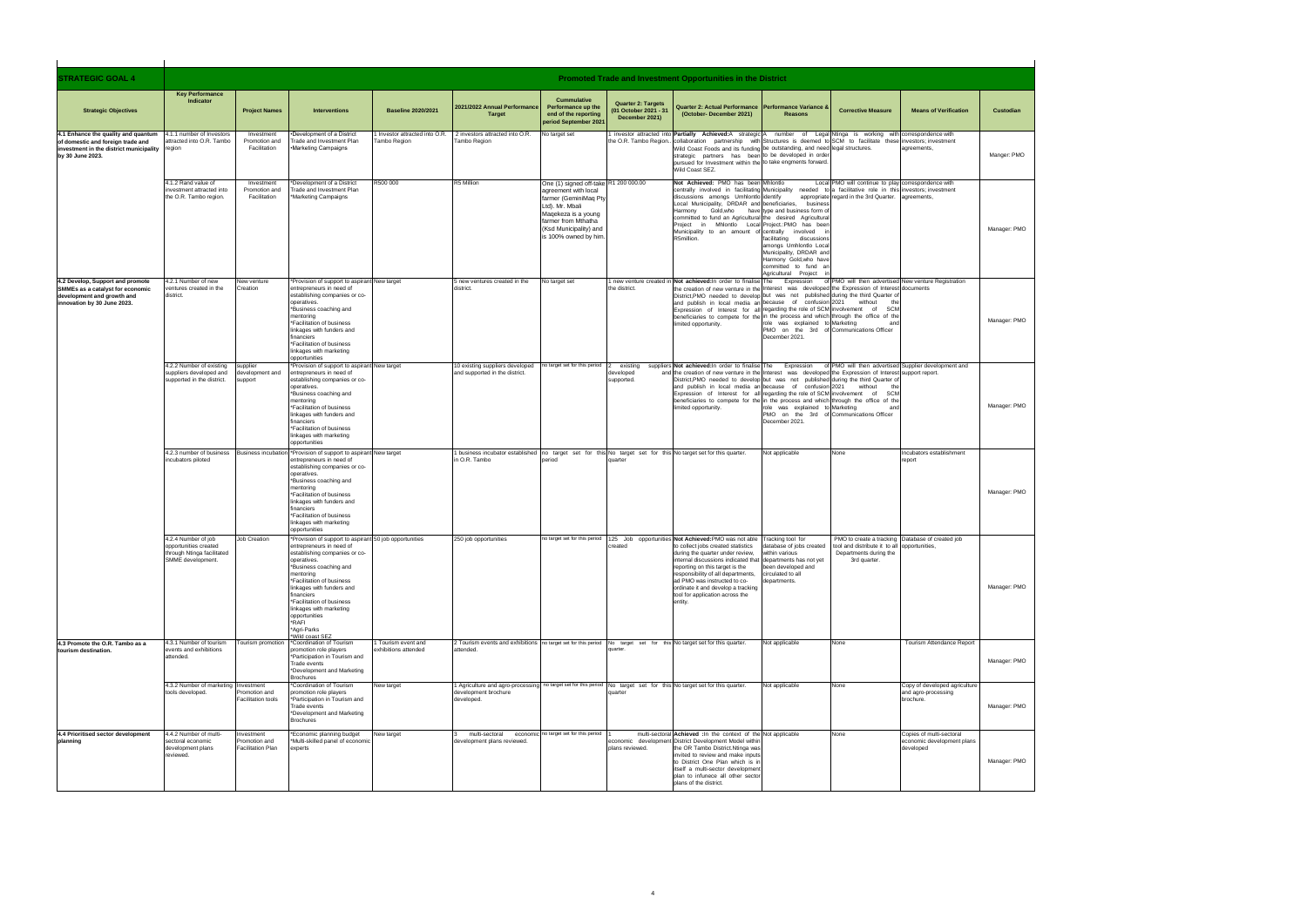| STRATEGIC GOAL 4 | Promoted Trade and Investment Opportunities in the District | | | | | | | | | | | | |
|---|---|---|---|---|---|---|---|---|---|---|---|---|---|
| **Strategic Objectives** | **Key Performance Indicator** | **Project Names** | **Interventions** | **Baseline 2020/2021** | **2021/2022 Annual Performance Target** | **Cummulative Performance up the end of the reporting period September 2021** | **Quarter 2: Targets (01 October 2021 - 31 December 2021)** | **Quarter 2: Actual Performance (October- December 2021)** | **Performance Variance & Reasons** | **Corrective Measure** | **Means of Verification** | **Custodian** |
| **4.1 Enhance the quality and quantum of domestic and foreign trade and investment in the district municipality by 30 June 2023.** | 4.1.1 number of Investors attracted into O.R. Tambo region | Investment Promotion and Facilitation | •Development of a District Trade and Investment Plan •Marketing Campaigns | 1 Investor attracted into O.R. Tambo Region | 2 investors attracted into O.R. Tambo Region | No target set | 1 investor attracted into the O.R. Tambo Region. | **Partially Achieved**:A strategic collaboration partnership with Wild Coast Foods and its funding strategic partners has been pursued for Investment within the Wild Coast SEZ. | A number of Legal Structures is deemed to be outstanding, and need to be developed in order to take engments forward. | Ntinga is working with SCM to facilitate these legal structures. | correspondence with investors; investment agreements, | Manger: PMO |
| | 4.1.2 Rand value of investment attracted into the O.R. Tambo region. | Investment Promotion and Facilitation | *Development of a District Trade and Investment Plan *Marketing Campaigns | R500 000 | R5 Million | One (1) signed off-take agreement with local farmer (GeminiMaq Pty Ltd). Mr. Mbali Maqekeza is a young farmer from Mthatha (Ksd Municipality) and is 100% owned by him. | R1 200 000.00 | **Not Achieved:** PMO has been centrally involved in facilitating discussions amongs UmNlontlo Local Municipality, DRDAR and Harmony Gold,who have committed to fund an Agricultural Project in Mhlontlo Local Municipality to an amount of R5million. | Mhlontlo Local Municipality needed to identify appropriate beneficiaries, business type and business form of the desired Agricultural Project.;PMO has been centrally involved in facilitating discussions amongs Umhlontlo Local Municipality, DRDAR and Harmony Gold,who have committed to fund an Agricultural Project in | PMO will continue to play a facilitative role in this regard in the 3rd Quarter. | correspondence with investors; investment agreements, | Manager: PMO |
| **4.2 Develop, Support and promote SMMEs as a catalyst for economic development and growth and innovation by 30 June 2023.** | 4.2.1 Number of new ventures created in the district. | New venture Creation | *Provision of support to aspirant entrepreneurs in need of establishing companies or co-operatives. *Business coaching and mentoring *Facilitation of business linkages with funders and financiers *Facilitation of business linkages with marketing opportunities | New target | 5 new ventures created in the district. | No target set | 1 new venture created in the district. | **Not achieved**:In order to finalise the creation of new venture in the District,PMO needed to develop and publish in local media an Expression of Interest for all beneficiaries to compete for the limited opportunity. | The Expression of Interest was developed but was not published because of confusion regarding the role of SCM in the process and which role was explained to PMO on the 3rd of December 2021. | PMO will then advertised the Expression of Interest during the third Quarter of 2021 without the involvement of SCM through the office of the Marketing and Communications Officer | New venture Registration documents | Manager: PMO |
| | 4.2.2 Number of existing suppliers developed and supported in the district. | supplier development and support | *Provision of support to aspirant entrepreneurs in need of establishing companies or co-operatives. *Business coaching and mentoring *Facilitation of business linkages with funders and financiers *Facilitation of business linkages with marketing opportunities | New target | 10 existing suppliers developed and supported in the district. | no target set for this period | 2 existing suppliers developed and supported. | **Not achieved**:In order to finalise the creation of new venture in the District,PMO needed to develop and publish in local media an Expression of Interest for all beneficiaries to compete for the limited opportunity. | The Expression of Interest was developed but was not published because of confusion regarding the role of SCM in the process and which role was explained to PMO on the 3rd of December 2021. | PMO will then advertised the Expression of Interest during the third Quarter of 2021 without the involvement of SCM through the office of the Marketing and Communications Officer | Supplier development and support report. | Manager: PMO |
| | 4.2.3 number of business incubators piloted | Business incubation | *Provision of support to aspirant entrepreneurs in need of establishing companies or co-operatives. *Business coaching and mentoring *Facilitation of business linkages with funders and financiers *Facilitation of business linkages with marketing opportunities | New target | 1 business incubator established in O.R. Tambo | no target set for this period | No target set for this quarter | No target set for this quarter. | Not applicable | None | Incubators establishment report | Manager: PMO |
| | 4.2.4 Number of job opportunities created through Ntinga facilitated SMME development. | Job Creation | *Provision of support to aspirant entrepreneurs in need of establishing companies or co-operatives. *Business coaching and mentoring *Facilitation of business linkages with funders and financiers *Facilitation of business linkages with marketing opportunities *RAFI *Agri-Parks *Wild coast SEZ | 50 job opportunities | 250 job opportunities | no target set for this period | 125 Job opportunities created | **Not Achieved:**PMO was not able to collect jobs created statistics during the quarter under review, internal discussions indicated that reporting on this target is the responsibility of all departments, ad PMO was instructed to co-ordinate it and develop a tracking tool for application across the entity. | Tracking tool for database of jobs created within various departments has not yet been developed and circulated to all departments. | PMO to create a tracking tool and distribute it to all Departments during the 3rd quarter. | Database of created job opportunities, | Manager: PMO |
| **4.3 Promote the O.R. Tambo as a tourism destination.** | 4.3.1 Number of tourism events and exhibitions attended. | Tourism promotion | *Coordination of Tourism promotion role players *Participation in Tourism and Trade events *Development and Marketing Brochures | 1 Tourism event and exhibitions attended | 2 Tourism events and exhibitions attended. | no target set for this period | No target set for this quarter. | No target set for this quarter. | Not applicable | None | Tourism Attendance Report | Manager: PMO |
| | 4.3.2 Number of marketing tools developed. | Investment Promotion and Facilitation tools | *Coordination of Tourism promotion role players *Participation in Tourism and Trade events *Development and Marketing Brochures | New target | 1 Agriculture and agro-processing development brochure developed. | no target set for this period | No target set for this quarter | No target set for this quarter. | Not applicable | None | Copy of developed agriculture and agro-processing brochure. | Manager: PMO |
| **4.4 Prioritised sector development planning** | 4.4.2 Number of multi-sectoral economic development plans reviewed. | Investment Promotion and Facilitation Plan | *Economic planning budget *Multi-skilled panel of economic experts | New target | 3 multi-sectoral economic development plans reviewed. | no target set for this period | 1 multi-sectoral economic development plans reviewed. | **Achieved** :In the context of the District Development Model within the OR Tambo District,Ntinga was invited to review and make inputs to District One Plan which is in itself a multi-sector development plan to infunece all other sector plans of the district. | Not applicable | None | Copies of multi-sectoral economic development plans developed | Manager: PMO |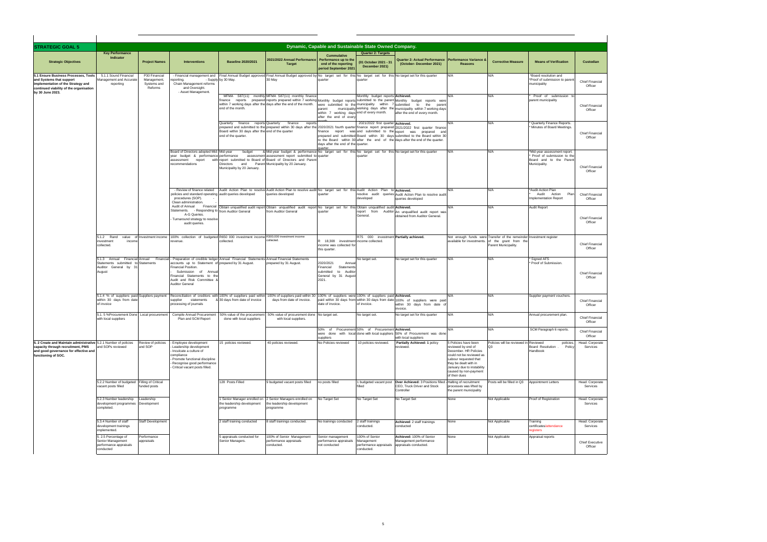| STRATEGIC GOAL 5 | Dynamic, Capable and Sustainable State Owned Company. | | | | | | | | | | | |
|---|---|---|---|---|---|---|---|---|---|---|---|---|
| **Strategic Objectives** | **Key Performance Indicator** | **Project Names** | **Interventions** | **Baseline 2020/2021** | **2021/2022 Annual Performance Target** | **Cummulative Performance up to the end of the reporting period September 2021** | **Quarter 2: Targets (01 October 2021 - 31 December 2021)** | **Quarter 2: Actual Performance (October- December 2021)** | **Performance Variance & Reasons** | **Corrective Measure** | **Means of Verification** | **Custodian** |
| 5.1 Ensure Business Processes, Tools and Systems that support implementation of the Strategy and continued viability of the organisation by 30 June 2023. | 5.1.1 Sound Financial Management and Accurate reporting | P30 Financial Management, Systems and Reforms | - Financial management and reporting. - Supply Chain Management reforms and Oversight. - Asset Management. | Final Annual Budget approved by 30 May. | Final Annual Budget approved by 30 May | No target set for this quarter | No target set for this quarter | No target set for this quarter | N/A | N/A | *Board resolution and *Proof of submission to parent municipality | Chief Financial Officer |
| | | | | MFMA S87(11) monthly finance reports prepared within 7 working days after the end of the month. | MFMA S87(11) monthly finance reports prepared within 7 working days after the end of the month. | Monthly budget reports were submitted to the parent municipality within 7 working days after the end of every month. | Monthly budget reports submitted to the parent municipality within 7 working days after the end of every month. | **Achieved.** Monthly budget reports were submitted to the parent municipality within 7 working days after the end of every month. | N/A | N/A | * Proof of submission to parent municipality | Chief Financial Officer |
| | | | | Quarterly finance reports prepared and submitted to the Board within 30 days after the end of the quarter. | Quarterly finance reports prepared within 30 days after the end of the quarter | 2020/2021 fourth quarter finance report was prepared and submitted to the Board within 30 days after the end of the quarter. | 2021/2022 first quarter finance report prepared and submitted to the Board within 30 days after the end of the quarter. | **Achieved.** 2021/2022 first quarter finance report was prepared and submitted to the Board within 30 days after the end of the quarter. | N/A | N/A | * Quarterly Finance Reports. * Minutes of Board Meetings. | Chief Financial Officer |
| | | | Board of Directors adopted Mid-year budget & performance assessment report with recommendations | Mid-year budget & performance assessment report submitted to Board of Directors and Parent Municipality by 20 January. | Mid-year budget & performance assessment report submitted to Board of Directors and Parent Municipality by 20 January. | No target set for this quarter | No target set for this quarter | No target set for this quarter | N/A | N/A | *Mid-year assessment report. * Proof of submission to the Board and to the Parent Municipality. | Chief Financial Officer |
| | | | - Review of finance related policies and standard operating procedures (SOP). - Clean administration. | Audit Action Plan to resolve audit queries developed | Audit Action Plan to resolve audit queries developed | No target set for this quarter | Audit Action Plan to resolve audit queries developed | **Achieved.** Audit Action Plan to resolve audit queries developed | N/A | N/A | *Audit Action Plan * Audit Action Plan Implementation Report | Chief Financial Officer |
| | | | Audit of Annual Financial Statements. - Responding to A-G Queries. - Turnaround strategy to resolve audit queries. | Obtain unqualified audit report from Auditor General | Obtain unqualified audit report from Auditor General | No target set for this quarter | Obtain unqualified audit report from Auditor General. | **Achieved.** An unqualified audit report was obtained from Auditor General. | N/A | N/A | Audit Report | Chief Financial Officer |
| | 5.1.2 Rand value of investment income collected. | Investment income | 100% collection of budgeted revenue. | R650 000 investment income collected. | R300,000 investment income collected. | R 18,308 investment income was collected for this quarter. | R75 000 investment income collected. | **Partially achieved.** | Not enough funds were available for investments. | Transfer of the remeinder of the grant from the Parent Municipality. | Investment register | Chief Financial Officer |
| | 5.1.3 Annual Financial Statements submitted to Auditor General by 31 August | Annual Financial Statements | - Preparation of credible ledger accounts up to Statement of Financial Position. - Submission of Annual Financial Statements to the Audit and Risk Committee & Auditor General | Annual Financial Statements prepared by 31 August. | Annual Financial Statements prepared by 31 August. | 2020/2021 Annual Financial Statements submitted to Auditor General by 31 August 2021. | No target set. | No target set for this quarter | N/A | N/A | * Signed AFS * Proof of Submission. | Chief Financial Officer |
| | 5.1.4 % of suppliers paid within 30 days from date of invoice | Suppliers payment | Reconciliation of creditors with supplier statements & processing of journals | 100% of suppliers paid within 30 days from date of invoice | 100% of suppliers paid within 30 days from date of invoice. | 100% of suppliers were paid within 30 days from date of invoice. | 100% of suppliers paid within 30 days from date of invoice. | **Achieved.** 100% of suppliers were paid within 30 days from date of invoice. | N/A | N/A | Supplier payment vouchers. | Chief Financial Officer |
| | 5.1. 5 %Procurement Done with local suppliers | Local procurement | Compile Annual Procurement Plan and SCM Report | 50% value of the procurement done with local suppliers | 50% value of procurement done with local suppliers. | No target set. | No target set. | No target set for this quarter | N/A | N/A | Annual procurement plan. | Chief Financial Officer |
| | | | | | | 50% of Procurement were done with local suppliers | 50% of Procurement done with local suppliers | **Achieved.** 50% of Procurement was done with local suppliers | N/A | N/A | SCM Paragraph 6 reports. | Chief Financial Officer |
| 5. 2 Create and Maintain administrative capacity through recruitment, PMS and good governance for effective and functioning of SOC. | 5.2.1 Number of policies and SOPs reviewed | Review of policies and SOP | - Employee development - Leadership development - Inculcate a culture of compliance - Promote functional discipline - Recognise good performance - Critical vacant posts filled. | 15 policies reviewed. | 40 policies reviewed. | No Policies reviewed | 10 policies reviewed. | **Partially Achieved: 1** policy reviewed. | 5 Policies have been reviewed by end of December. HR Policies could not be reviewed as Labour requested that they be dealt with in January due to instability caused by non-payment of their dues | Policies will be reviewed in Q3 | Reviewed policies. Board Resolution . Policy Handbook | Head: Corporate Services |
| | 5.2.2 Number of budgeted vacant posts filled | Filling of Critical funded posts | | 128 Posts Filled | 9 budgeted vacant posts filled | no posts filled | 1 budgeted vacant post filled | **Over Achieved:** 3 Positions filled - CEO, Truck Driver and Stock Controller | Halting of recruitment processes was lifted by the parent municipality | Posts will be filled in Q3 | Appointment Letters | Head: Corporate Services |
| | 5.2.3 Number leadership development programmes completed. | Leadership Development | | 1 Senior Manager enrolled on the leadership development programme | 2 Senior Managers enrolled on the leadership development programme | No Target Set | No Target Set | No Target Set | None | Not Applicable | Proof of Registration | Head: Corporate Services |
| | 5.3.4 Number of staff development trainings implemented. | Staff Development | | 2 staff training conducted | 8 staff trainings conducted. | No trainings conducted | 2 staff trainings conducted. | **Achieved:** 2 staff trainings conducted | None | Not Applicable | Training certificates/attendance registers | Head: Corporate Services |
| | 5. 2.5 Percentage of Senior Management performance appraisals conducted | Performance appraisals | | 5 appraisals conducted for Senior Managers. | 100% of Senior Management performance appraisals conducted. | Senior management performance appraisals not conducted | 100% of Senior Management performance appraisals conducted. | **Achieved:** 100% of Senior Management performance appraisals conducted. | None | Not Applicable | Appraisal reports | Chief Executive Officer |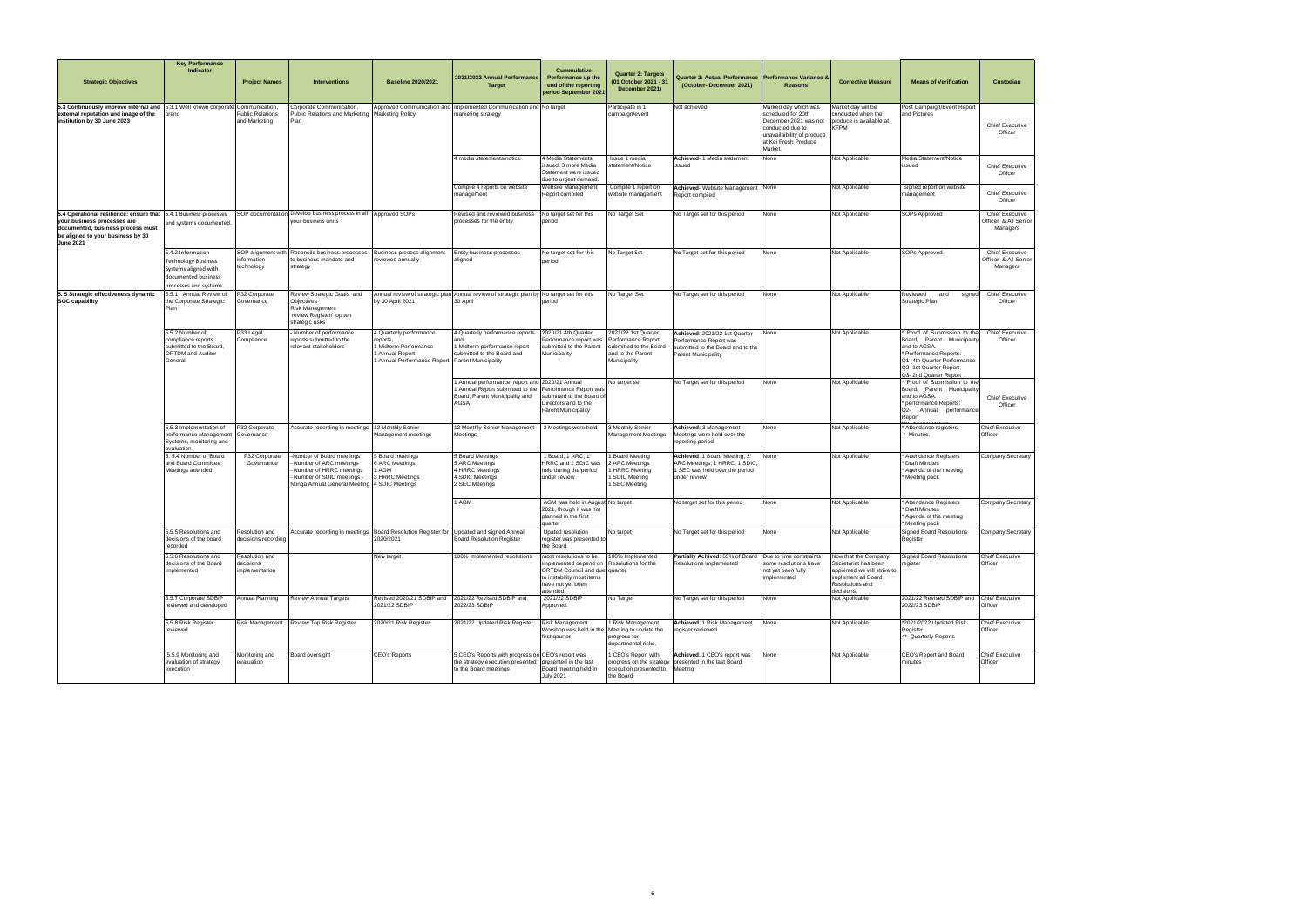| Strategic Objectives | Key Performance Indicator | Project Names | Interventions | Baseline 2020/2021 | 2021/2022 Annual Performance Target | Cummulative Performance up the end of the reporting period September 2021 | Quarter 2: Targets (01 October 2021 - 31 December 2021) | Quarter 2: Actual Performance (October- December 2021) | Performance Variance & Reasons | Corrective Measure | Means of Verification | Custodian |
|---|---|---|---|---|---|---|---|---|---|---|---|---|
| 5.3 Continuously improve internal and external reputation and image of the institution by 30 June 2023 | 5.3.1 Well known corporate brand | Communication, Public Relations and Marketing | Corporate Communication, Public Relations and Marketing Plan | Approved Communication and Marketing Policy | Implemented Communication and marketing strategy | No target | Participate in 1 campaign/event | Not achieved | Marked day which was scheduled for 20th December 2021 was not conducted due to unavailability of produce at Kei Fresh Produce Market. | Market day will be conducted when the produce is available at KFPM | Post Campaign/Event Report and Pictures | Chief Executive Officer |
| | | | | | 4 media statements/notice | 4 Media Statements issued. 3 more Media Statement were issued due to urgent demand. | Issue 1 media statement/Notice | **Achieved**- 1 Media statement issued | None | Not Applicable | Media Statement/Notice issued | Chief Executive Officer |
| | | | | | Compile 4 reports on website management | Website Management Report compiled | Compile 1 report on website management | **Achieved**- Website Management Report compiled | None | Not Applicable | Signed report on website management | Chief Executive Officer |
| 5.4 Operational resilience: ensure that your business processes are documented, business process must be aligned to your business by 30 June 2021 | 5.4.1 Business processes and systems documented. | SOP documentation | Develop business process in all your business units | Approved SOPs | Revised and reviewed business processes for the entity | No target set for this period | No Target Set | No Target Set for this period | None | Not Applicable | SOPs Approved | Chief Executive Officer & All Senior Managers |
| | 5.4.2 Information Technology Business Systems aligned with documented business processes and systems. | SOP alignment with information technology | Reconcile business processes to business mandate and strategy | Business process alignment reviewed annually | Entity business processes aligned | No target set for this period | No Target Set | No Target Set for this period | None | Not Applicable | SOPs Approved | Chief Executive Officer & All Senior Managers |
| 5. 5 Strategic effectiveness dynamic SOC capability | 5.5.1 Annual Review of the Corporate Strategic Plan | P32 Corporate Governance | Review Strategic Goals and Objectives Risk Management review Register/ top ten strategic risks | Annual review of strategic plan by 30 April 2021 | Annual review of strategic plan by 30 April | No target set for this period | No Target Set | No Target Set for this period | None | Not Applicable | Reviewed and signed Strategic Plan | Chief Executive Officer |
| | 5.5.2 Number of compliance reports submitted to the Board, ORTDM and Auditor General | P33 Legal Compliance | - Number of performance reports submitted to the relevant stakeholders | 4 Quarterly performance reports, 1 Midterm Performance 1 Annual Report 1 Annual Performance Report | 4 Quarterly performance reports and 1 Midterm performance report submitted to the Board and Parent Municipality | 2020/21 4th Quarter Performance report was submitted to the Parent Municipality | 2021/22 1st Quarter Performance Report submitted to the Board and to the Parent Municipality | **Achieved**: 2021/22 1st Quarter Performance Report was submitted to the Board and to the Parent Municipality | None | Not Applicable | * Proof of Submission to the Board, Parent Municipality and to AGSA. * Performance Reports: Q1- 4th Quarter Performance Q2- 1st Quarter Report Q3- 2nd Quarter Report | Chief Executive Officer |
| | | | | | 1 Annual performance report and 1 Annual Report submitted to the Board, Parent Municipality and AGSA | 2020/21 Annual Performance Report was submitted to the Board of Directors and to the Parent Municipality | No target set | No Target set for this period | None | Not Applicable | * Proof of Submission to the Board, Parent Municipality and to AGSA. * performance Reports: Q2- Annual performance Report | Chief Executive Officer |
| | 5.5.3 Implementation of performance Management Systems, monitoring and evaluation | P32 Corporate Governance | Accurate recording in meetings | 12 Monthly Senior Management meetings | 12 Monthly Senior Management Meetings | 2 Meetings were held | 3 Monthly Senior Management Meetings | **Achieved**: 3 Management Meetings were held over the reporting period | None | Not Applicable | * Attendance registers, * Minutes. | Chief Executive Officer |
| | 5. 5.4 Number of Board and Board Committee Meetings attended | P32 Corporate Governance | -Number of Board meetings - Number of ARC meetings - Number of HRRC meetings - Number of SDIC meetings - Ntinga Annual General Meeting | 5 Board meetings 6 ARC Meetings 1 AGM 3 HRRC Meetings 4 SDIC Meetings | 5 Board Meetings 5 ARC Meetings 4 HRRC Meetings 4 SDIC Meetings 2 SEC Meetings | 1 Board, 1 ARC, 1 HRRC and 1 SDIC was held during the period under review | 1 Board Meeting 2 ARC Meetings 1 HRRC Meeting 1 SDIC Meeting 1 SEC Meeting | **Achieved**: 1 Board Meeting, 2 ARC Meetings, 1 HRRC, 1 SDIC, 1 SEC was held over the period under review | None | Not Applicable | * Attendance Registers * Draft Minutes * Agenda of the meeting * Meeting pack | Company Secretary |
| | | | | | 1 AGM | AGM was held in August 2021, though it was not planned in the first quarter | No target | No target set for this period | None | Not Applicable | * Attendance Registers * Draft Minutes * Agenda of the meeting * Meeting pack | Company Secretary |
| | 5.5.5 Resolutions and decisions of the board recorded | Resolution and decisions recording | Accurate recording in meetings | Board Resolution Register for 2020/2021 | Updated and signed Annual Board Resolution Register | Updated resolution register was presented to the Board | No target | No Target set for this period | None | Not Applicable | Signed Board Resolutions Register | Company Secretary |
| | 5.5.6 Resolutions and decisions of the Board implemented | Resolution and decisions implementation | | New target | 100% Implemented resolutions | most resolutions to be implemented depend on ORTDM Council and due to instability most items have not yet been attended. | 100% Implemented Resolutions for the quarter | **Partially Achieved**: 65% of Board Resolutions implemented | Due to time constraints some resolutions have not yet been fully implemented | Now that the Company Secretariat has been appointed we will strive to implement all Board Resolutions and decisions. | Signed Board Resolutions register | Chief Executive Officer |
| | 5.5.7 Corporate SDBIP reviewed and developed | Annual Planning | Review Annual Targets | Revised 2020/21 SDBIP and 2021/22 SDBIP | 2021/22 Revised SDBIP and 2022/23 SDBIP | 2021/22 SDBIP Approved. | No Target | No Target set for this period | None | Not Applicable | 2021/22 Revised SDBIP and 2022/23 SDBIP | Chief Executive Officer |
| | 5.5.8 Risk Register reviewed | Risk Management | Review Top Risk Register | 2020/21 Risk Register | 2021/22 Updated Risk Register | Risk Management Worshop was held in the first qaurter | 1 Risk Management Meeting to update the progress for departmental risks. | **Achieved**: 1 Risk Management register reviewed | None | Not Applicable | *2021/2022 Updated Risk Register 4* Quarterly Reports | Chief Executive Officer |
| | 5.5.9 Monitoring and evaluation of strategy execution | Monitoring and evaluation | Board oversight | CEO's Reports | 5 CEO's Reports with progress on the strategy execution presented to the Board meetings | CEO's report was presented in the last Board meeting held in July 2021 | 1 CEO's Report with progress on the strategy execution presented to the Board | **Achieved**: 1 CEO's report was presented in the last Board Meeting | None | Not Applicable | CEO's Report and Board minutes | Chief Executive Officer |